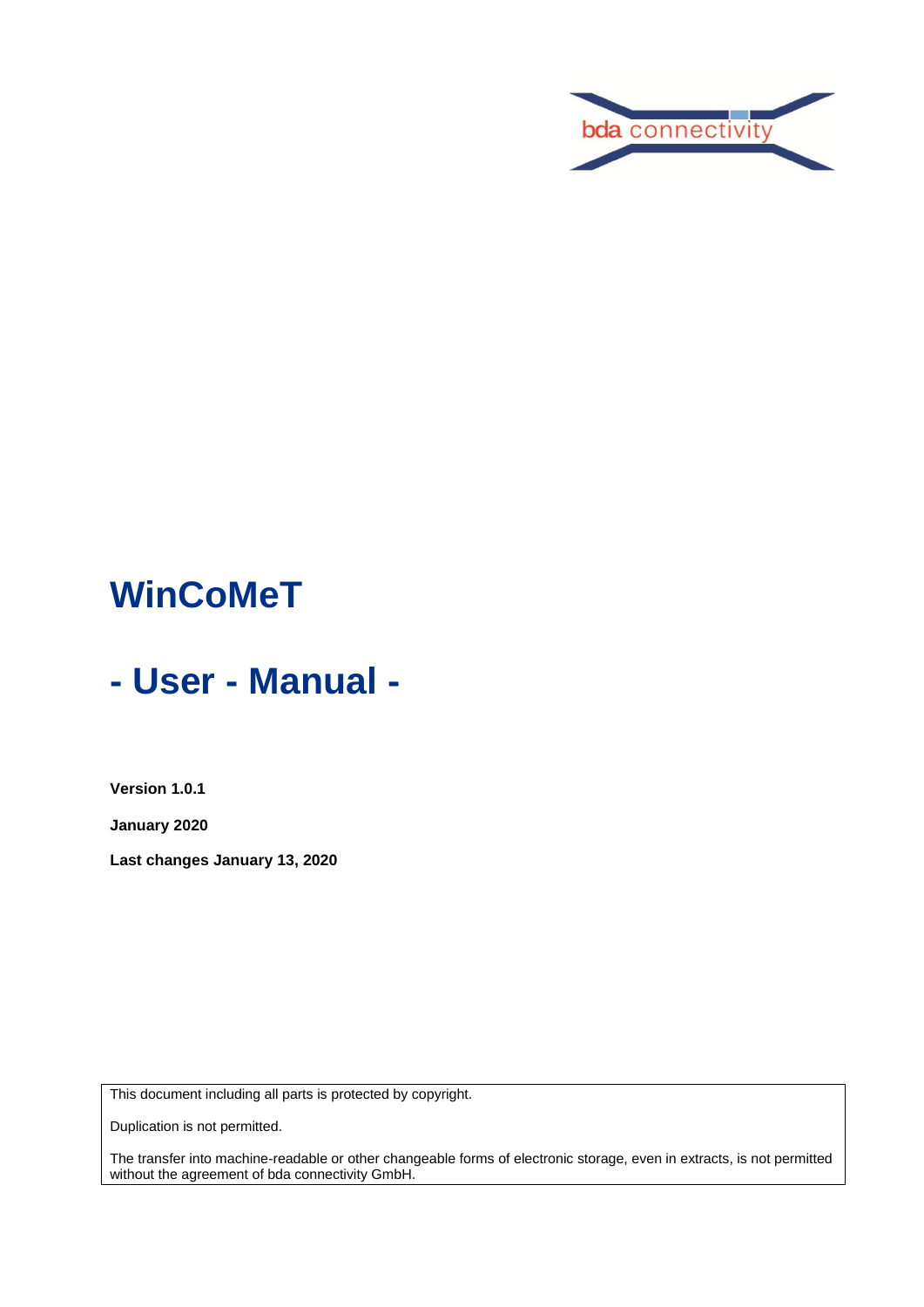# WinCoMeT

# - User - Manual -

**Version 1.0.1**

**January 2020**

**Last changes January 13, 2020**

This document including all parts is protected by copyright.

Duplication is not permitted.

The transfer into machine-readable or other changeable forms of electronic storage, even in extracts, is not permitted without the agreement of bda connectivity GmbH.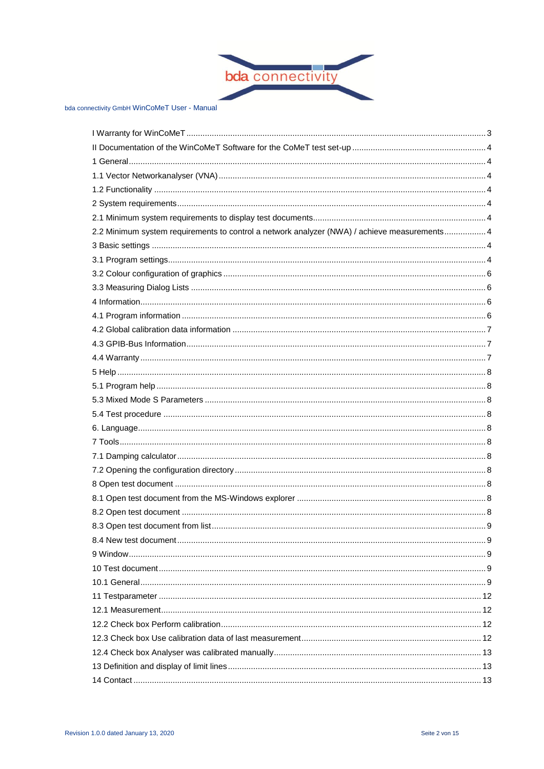I Warranty for WinCoMeT ........................................................................................................................ 3
II Documentation of the WinCoMeT Software for the CoMeT test set-up ......................................................... 4
1 General ........................................................................................................................................... 4
1.1 Vector Networkanalyser (VNA) ............................................................................................................. 4
1.2 Functionality ...................................................................................................................................... 4
2 System requirements ............................................................................................................................ 4
2.1 Minimum system requirements to display test documents .......................................................................... 4
2.2 Minimum system requirements to control a network analyzer (NWA) / achieve measurements ...................... 4
3 Basic settings ...................................................................................................................................... 4
3.1 Program settings ................................................................................................................................. 4
3.2 Colour configuration of graphics ........................................................................................................... 6
3.3 Measuring Dialog Lists ......................................................................................................................... 6
4 Information ......................................................................................................................................... 6
4.1 Program information ............................................................................................................................ 6
4.2 Global calibration data information ......................................................................................................... 7
4.3 GPIB-Bus Information ........................................................................................................................... 7
4.4 Warranty ............................................................................................................................................. 7
5 Help .................................................................................................................................................... 8
5.1 Program help ........................................................................................................................................ 8
5.3 Mixed Mode S Parameters ...................................................................................................................... 8
5.4 Test procedure ...................................................................................................................................... 8
6. Language .............................................................................................................................................. 8
7 Tools ..................................................................................................................................................... 8
7.1 Damping calculator .................................................................................................................................. 8
7.2 Opening the configuration directory ........................................................................................................... 8
8 Open test document ................................................................................................................................... 8
8.1 Open test document from the MS-Windows explorer ..................................................................................... 8
8.2 Open test document ................................................................................................................................... 8
8.3 Open test document from list ...................................................................................................................... 9
8.4 New test document ..................................................................................................................................... 9
9 Window ......................................................................................................................................................... 9
10 Test document ............................................................................................................................................ 9
10.1 General ...................................................................................................................................................... 9
11 Testparameter ............................................................................................................................................ 12
12.1 Measurement ............................................................................................................................................. 12
12.2 Check box Perform calibration .................................................................................................................. 12
12.3 Check box Use calibration data of last measurement ..................................................................................... 12
12.4 Check box Analyser was calibrated manually ................................................................................................. 13
13 Definition and display of limit lines ................................................................................................................. 13
14 Contact ....................................................................................................................................................... 13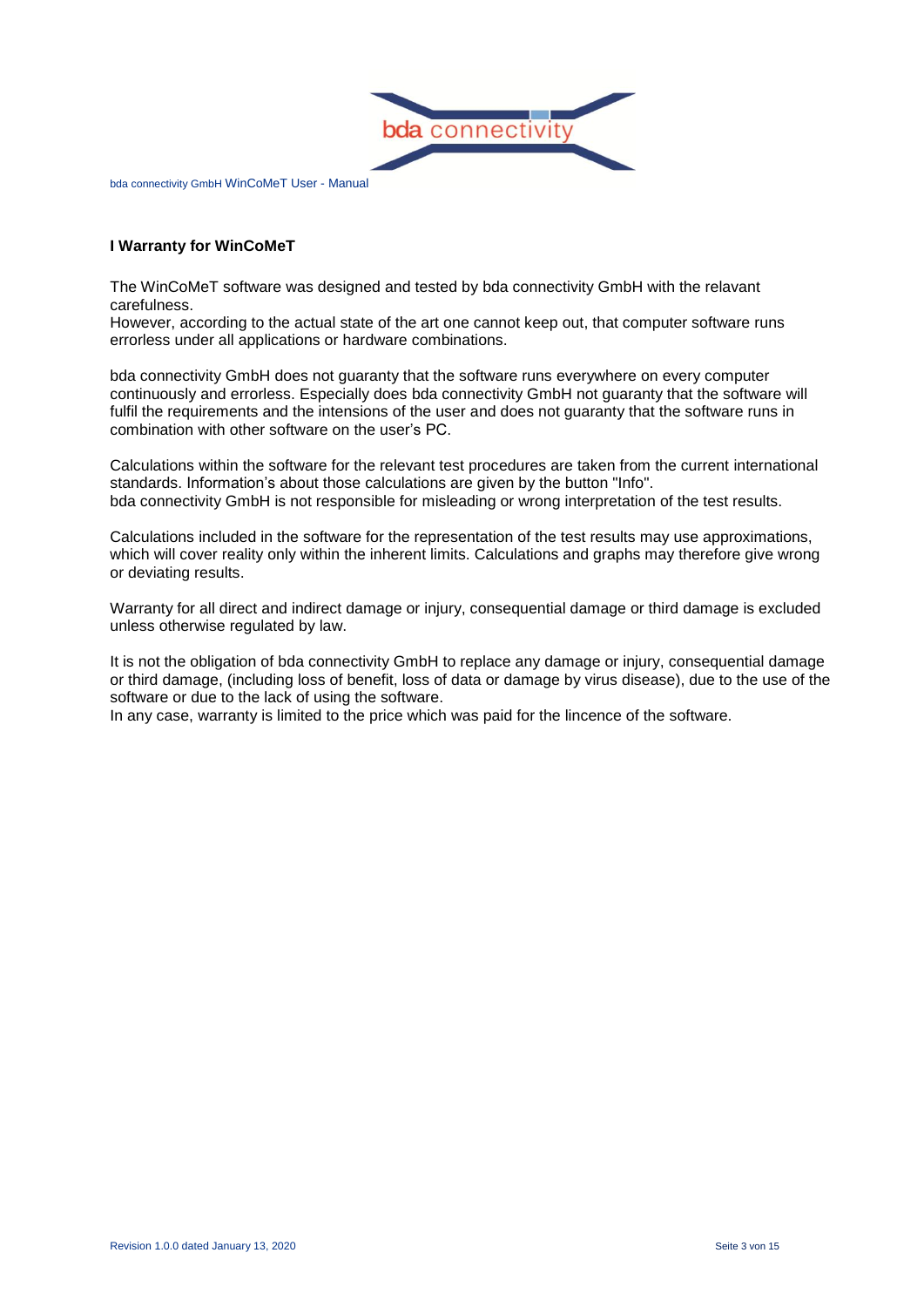## I Warranty for WinCoMeT

The WinCoMeT software was designed and tested by bda connectivity GmbH with the relavant carefulness.
However, according to the actual state of the art one cannot keep out, that computer software runs errorless under all applications or hardware combinations.

bda connectivity GmbH does not guaranty that the software runs everywhere on every computer continuously and errorless. Especially does bda connectivity GmbH not guaranty that the software will fulfil the requirements and the intensions of the user and does not guaranty that the software runs in combination with other software on the user's PC.

Calculations within the software for the relevant test procedures are taken from the current international standards. Information's about those calculations are given by the button "Info".
bda connectivity GmbH is not responsible for misleading or wrong interpretation of the test results.

Calculations included in the software for the representation of the test results may use approximations, which will cover reality only within the inherent limits. Calculations and graphs may therefore give wrong or deviating results.

Warranty for all direct and indirect damage or injury, consequential damage or third damage is excluded unless otherwise regulated by law.

It is not the obligation of bda connectivity GmbH to replace any damage or injury, consequential damage or third damage, (including loss of benefit, loss of data or damage by virus disease), due to the use of the software or due to the lack of using the software.
In any case, warranty is limited to the price which was paid for the lincence of the software.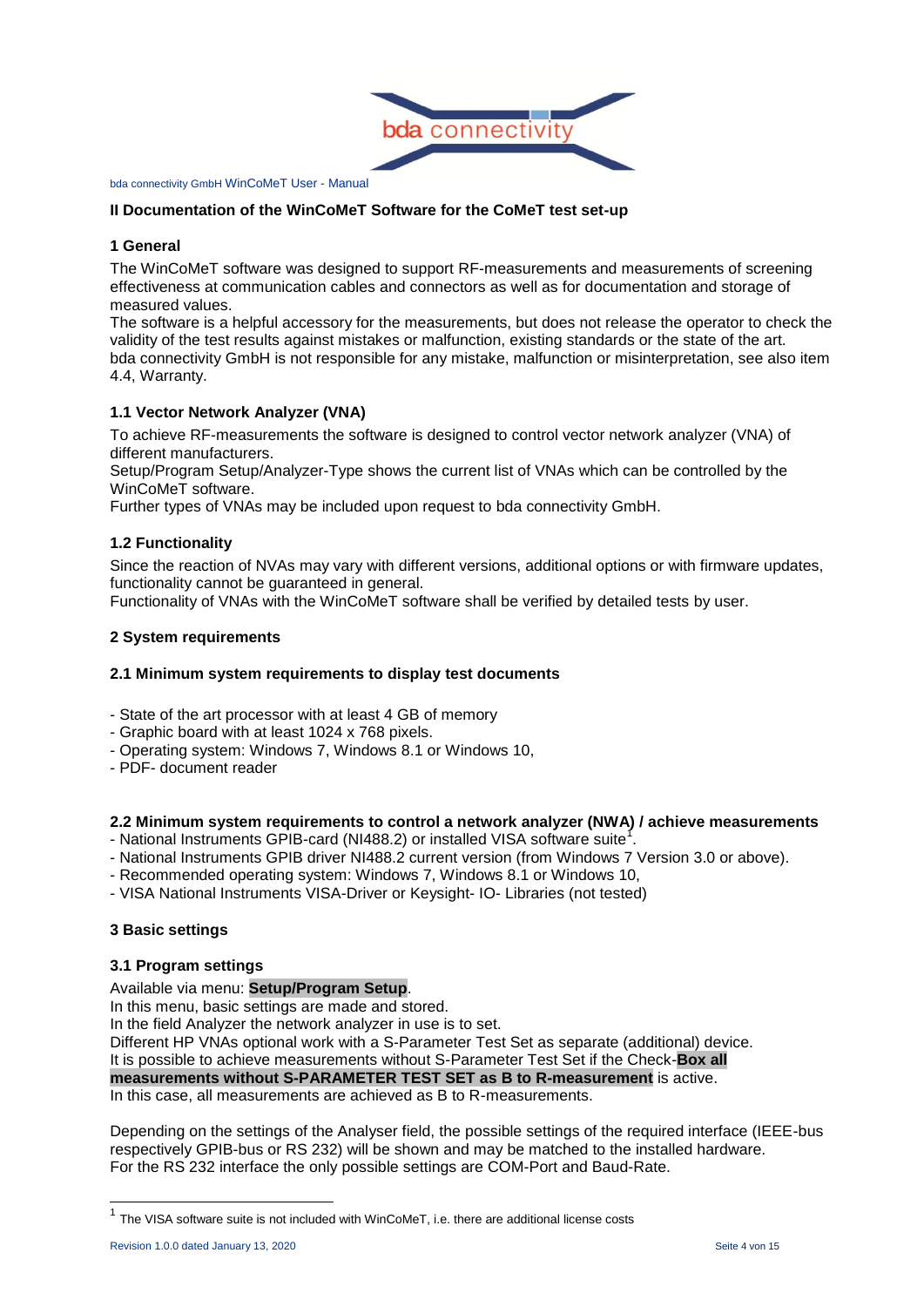## II Documentation of the WinCoMeT Software for the CoMeT test set-up

### 1 General

The WinCoMeT software was designed to support RF-measurements and measurements of screening effectiveness at communication cables and connectors as well as for documentation and storage of measured values.

The software is a helpful accessory for the measurements, but does not release the operator to check the validity of the test results against mistakes or malfunction, existing standards or the state of the art.

bda connectivity GmbH is not responsible for any mistake, malfunction or misinterpretation, see also item 4.4, Warranty.

### 1.1 Vector Network Analyzer (VNA)

To achieve RF-measurements the software is designed to control vector network analyzer (VNA) of different manufacturers.

Setup/Program Setup/Analyzer-Type shows the current list of VNAs which can be controlled by the WinCoMeT software.

Further types of VNAs may be included upon request to bda connectivity GmbH.

### 1.2 Functionality

Since the reaction of NVAs may vary with different versions, additional options or with firmware updates, functionality cannot be guaranteed in general.

Functionality of VNAs with the WinCoMeT software shall be verified by detailed tests by user.

### 2 System requirements

### 2.1 Minimum system requirements to display test documents

- State of the art processor with at least 4 GB of memory
- Graphic board with at least 1024 x 768 pixels.
- Operating system: Windows 7, Windows 8.1 or Windows 10,
- PDF- document reader

### 2.2 Minimum system requirements to control a network analyzer (NWA) / achieve measurements

- National Instruments GPIB-card (NI488.2) or installed VISA software suite[1].
- National Instruments GPIB driver NI488.2 current version (from Windows 7 Version 3.0 or above).
- Recommended operating system: Windows 7, Windows 8.1 or Windows 10,
- VISA National Instruments VISA-Driver or Keysight- IO- Libraries (not tested)

### 3 Basic settings

### 3.1 Program settings

Available via menu: **Setup/Program Setup**.

In this menu, basic settings are made and stored.

In the field Analyzer the network analyzer in use is to set.

Different HP VNAs optional work with a S-Parameter Test Set as separate (additional) device.

It is possible to achieve measurements without S-Parameter Test Set if the Check-**Box all measurements without S-PARAMETER TEST SET as B to R-measurement** is active.

In this case, all measurements are achieved as B to R-measurements.

Depending on the settings of the Analyser field, the possible settings of the required interface (IEEE-bus respectively GPIB-bus or RS 232) will be shown and may be matched to the installed hardware.

For the RS 232 interface the only possible settings are COM-Port and Baud-Rate.

---

[1] The VISA software suite is not included with WinCoMeT, i.e. there are additional license costs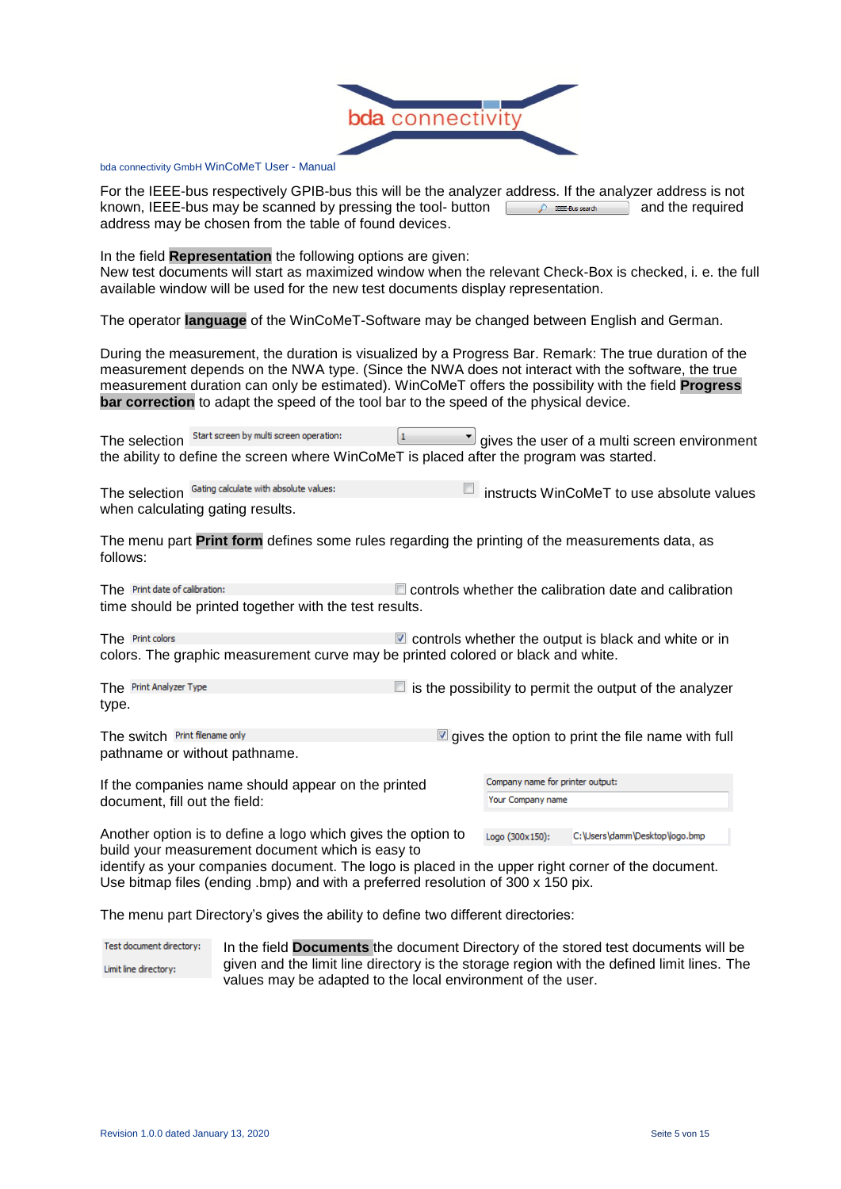For the IEEE-bus respectively GPIB-bus this will be the analyzer address. If the analyzer address is not known, IEEE-bus may be scanned by pressing the tool- button IEEE-Bus search and the required address may be chosen from the table of found devices.

In the field **Representation** the following options are given:
New test documents will start as maximized window when the relevant Check-Box is checked, i. e. the full available window will be used for the new test documents display representation.

The operator **language** of the WinCoMeT-Software may be changed between English and German.

During the measurement, the duration is visualized by a Progress Bar. Remark: The true duration of the measurement depends on the NWA type. (Since the NWA does not interact with the software, the true measurement duration can only be estimated). WinCoMeT offers the possibility with the field **Progress bar correction** to adapt the speed of the tool bar to the speed of the physical device.

The selection Start screen by multi screen operation: 1 gives the user of a multi screen environment the ability to define the screen where WinCoMeT is placed after the program was started.

The selection Gating calculate with absolute values: ☐ instructs WinCoMeT to use absolute values when calculating gating results.

The menu part **Print form** defines some rules regarding the printing of the measurements data, as follows:

The Print date of calibration: ☐ controls whether the calibration date and calibration time should be printed together with the test results.

The Print colors ☑ controls whether the output is black and white or in colors. The graphic measurement curve may be printed colored or black and white.

The Print Analyzer Type ☐ is the possibility to permit the output of the analyzer type.

The switch Print filename only ☑ gives the option to print the file name with full pathname or without pathname.

If the companies name should appear on the printed document, fill out the field: Company name for printer output: Your Company name

Another option is to define a logo which gives the option to build your measurement document which is easy to identify as your companies document. The logo is placed in the upper right corner of the document. Use bitmap files (ending .bmp) and with a preferred resolution of 300 x 150 pix.

Logo (300x150): C:\Users\damm\Desktop\logo.bmp

The menu part Directory's gives the ability to define two different directories:

Test document directory:
Limit line directory:

In the field **Documents** the document Directory of the stored test documents will be given and the limit line directory is the storage region with the defined limit lines. The values may be adapted to the local environment of the user.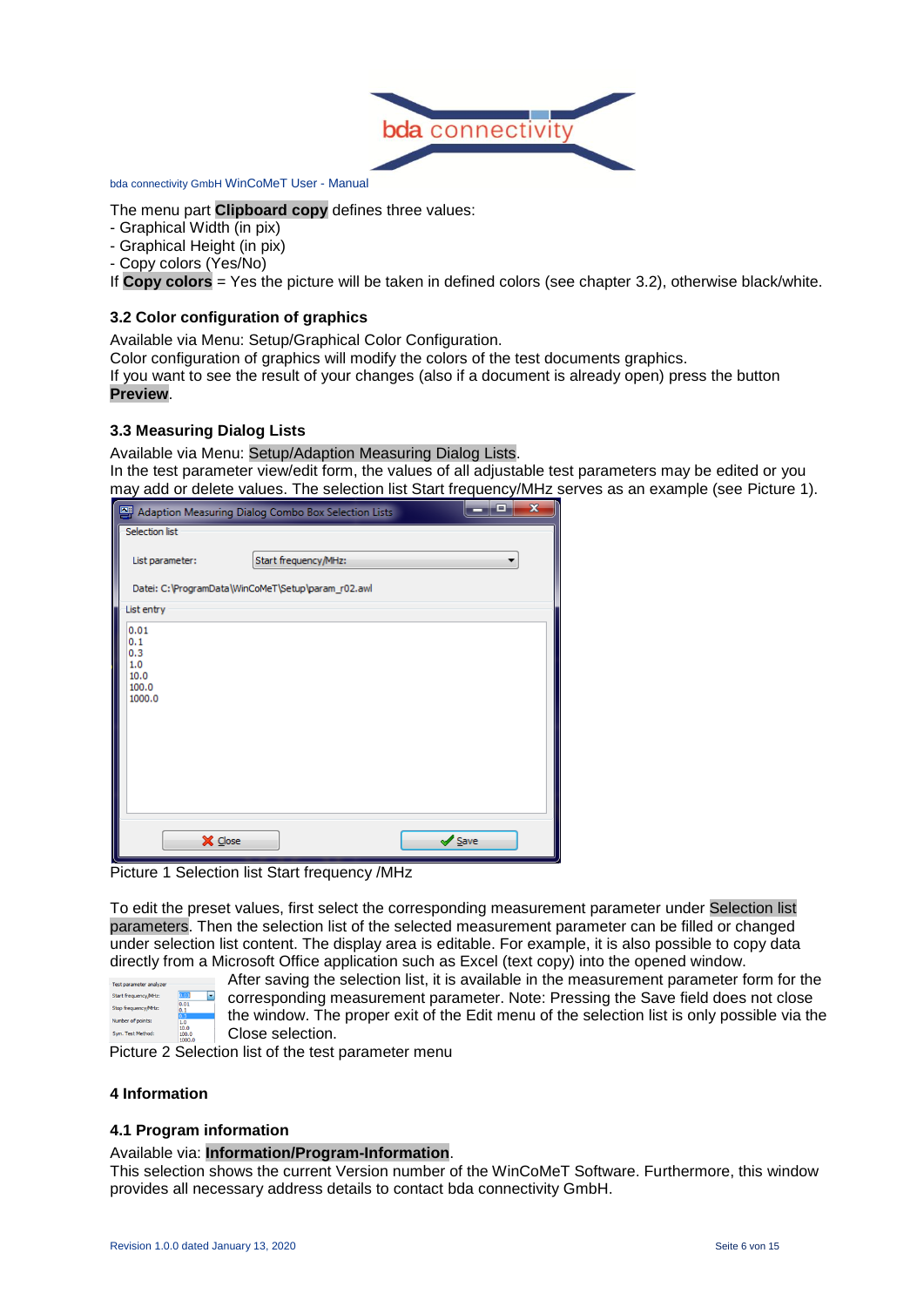The menu part **Clipboard copy** defines three values:
- Graphical Width (in pix)
- Graphical Height (in pix)
- Copy colors (Yes/No)

If **Copy colors** = Yes the picture will be taken in defined colors (see chapter 3.2), otherwise black/white.

### 3.2 Color configuration of graphics

Available via Menu: Setup/Graphical Color Configuration.
Color configuration of graphics will modify the colors of the test documents graphics.
If you want to see the result of your changes (also if a document is already open) press the button **Preview**.

### 3.3 Measuring Dialog Lists

Available via Menu: Setup/Adaption Measuring Dialog Lists.
In the test parameter view/edit form, the values of all adjustable test parameters may be edited or you may add or delete values. The selection list Start frequency/MHz serves as an example (see Picture 1).

Picture 1 Selection list Start frequency /MHz

To edit the preset values, first select the corresponding measurement parameter under Selection list parameters. Then the selection list of the selected measurement parameter can be filled or changed under selection list content. The display area is editable. For example, it is also possible to copy data directly from a Microsoft Office application such as Excel (text copy) into the opened window.

After saving the selection list, it is available in the measurement parameter form for the corresponding measurement parameter. Note: Pressing the Save field does not close the window. The proper exit of the Edit menu of the selection list is only possible via the Close selection.

Picture 2 Selection list of the test parameter menu

## 4 Information

### 4.1 Program information

Available via: **Information/Program-Information**.
This selection shows the current Version number of the WinCoMeT Software. Furthermore, this window provides all necessary address details to contact bda connectivity GmbH.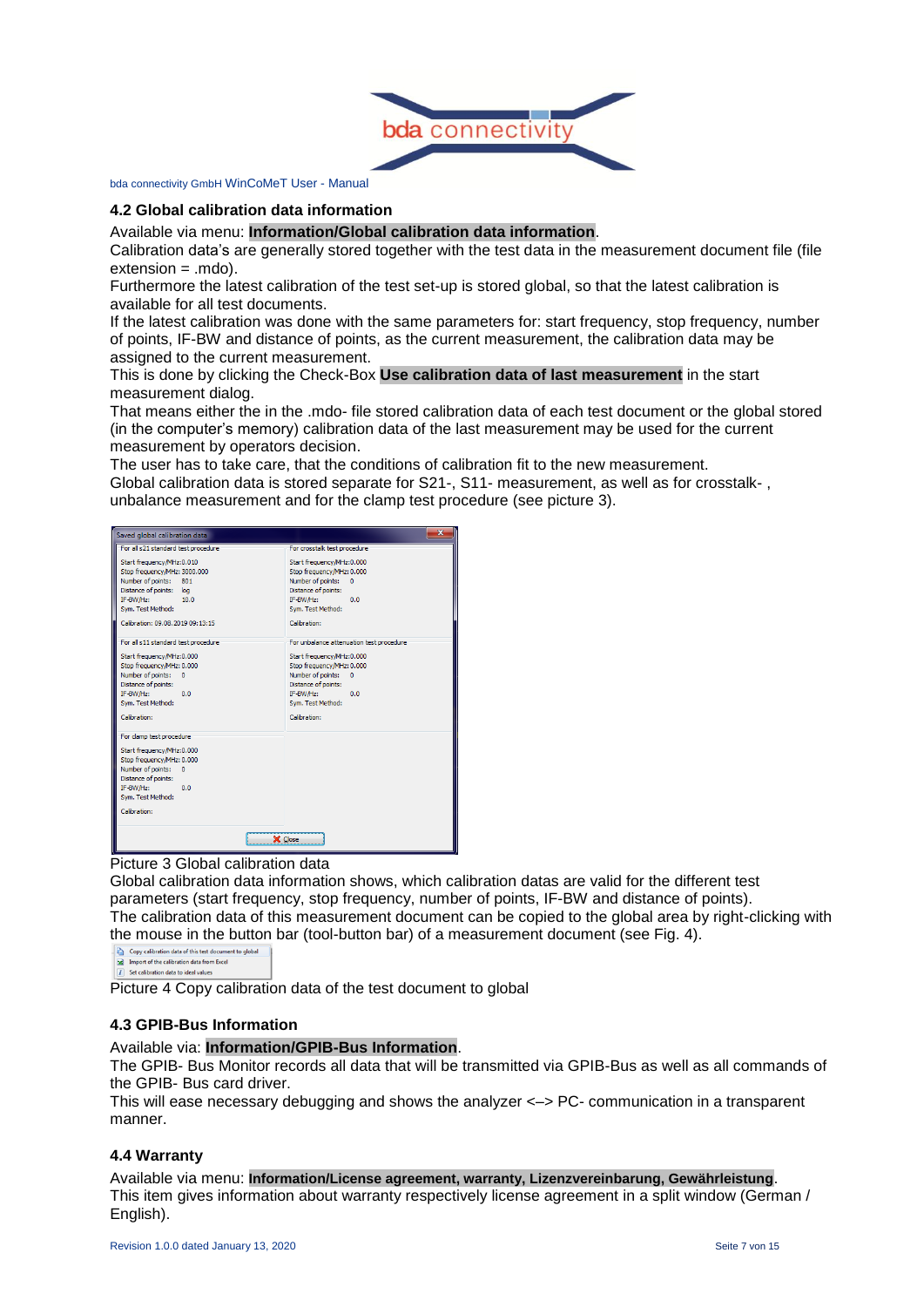## 4.2 Global calibration data information

Available via menu: **Information/Global calibration data information**.
Calibration data's are generally stored together with the test data in the measurement document file (file extension = .mdo).
Furthermore the latest calibration of the test set-up is stored global, so that the latest calibration is available for all test documents.
If the latest calibration was done with the same parameters for: start frequency, stop frequency, number of points, IF-BW and distance of points, as the current measurement, the calibration data may be assigned to the current measurement.
This is done by clicking the Check-Box **Use calibration data of last measurement** in the start measurement dialog.
That means either the in the .mdo- file stored calibration data of each test document or the global stored (in the computer's memory) calibration data of the last measurement may be used for the current measurement by operators decision.
The user has to take care, that the conditions of calibration fit to the new measurement.
Global calibration data is stored separate for S21-, S11- measurement, as well as for crosstalk- , unbalance measurement and for the clamp test procedure (see picture 3).

Picture 3 Global calibration data

Global calibration data information shows, which calibration datas are valid for the different test parameters (start frequency, stop frequency, number of points, IF-BW and distance of points).
The calibration data of this measurement document can be copied to the global area by right-clicking with the mouse in the button bar (tool-button bar) of a measurement document (see Fig. 4).

Picture 4 Copy calibration data of the test document to global

## 4.3 GPIB-Bus Information

Available via: **Information/GPIB-Bus Information**.
The GPIB- Bus Monitor records all data that will be transmitted via GPIB-Bus as well as all commands of the GPIB- Bus card driver.
This will ease necessary debugging and shows the analyzer <–> PC- communication in a transparent manner.

## 4.4 Warranty

Available via menu: **Information/License agreement, warranty, Lizenzvereinbarung, Gewährleistung**.
This item gives information about warranty respectively license agreement in a split window (German / English).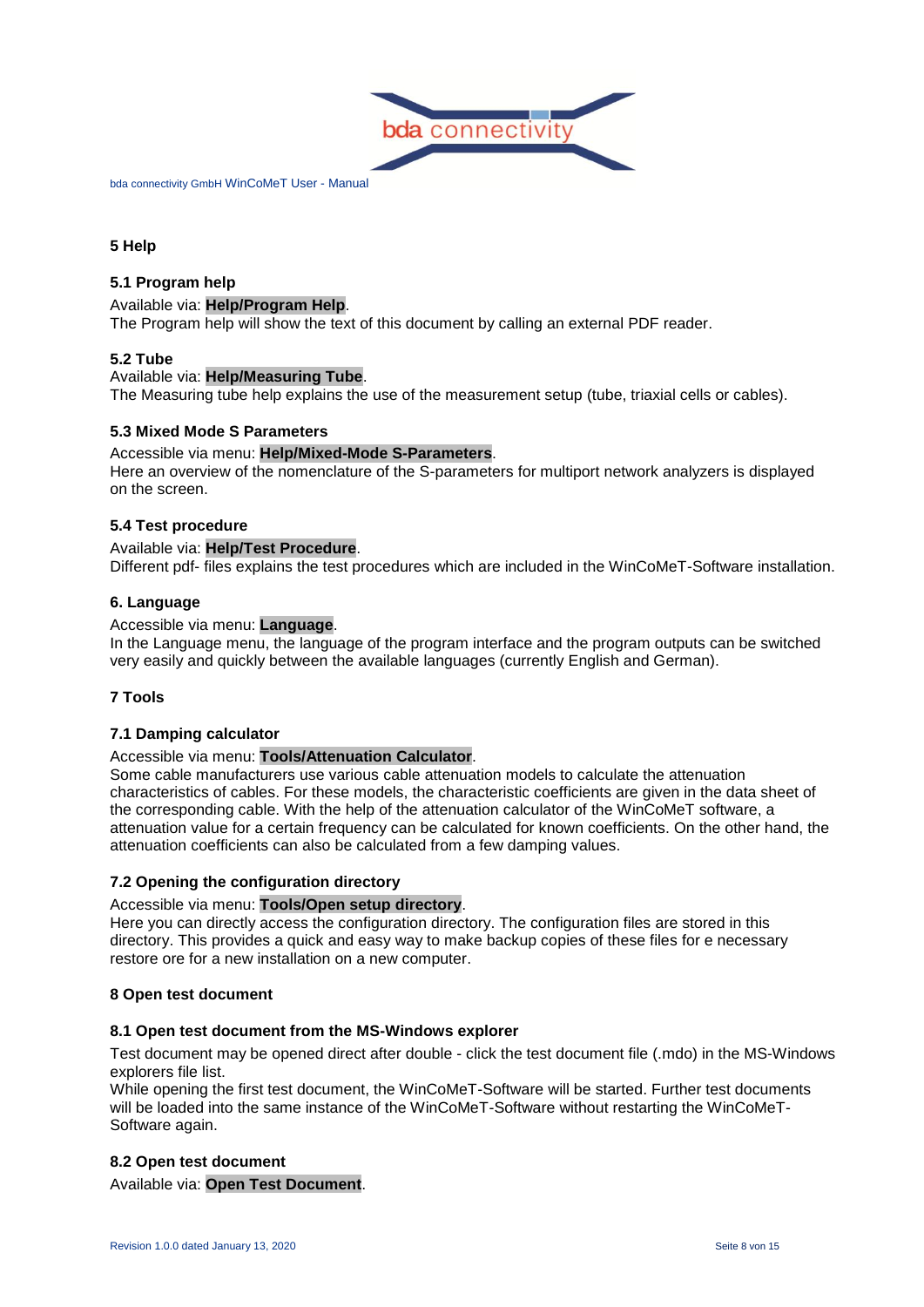# 5 Help

## 5.1 Program help

Available via: **Help/Program Help**.
The Program help will show the text of this document by calling an external PDF reader.

## 5.2 Tube

Available via: **Help/Measuring Tube**.
The Measuring tube help explains the use of the measurement setup (tube, triaxial cells or cables).

## 5.3 Mixed Mode S Parameters

Accessible via menu: **Help/Mixed-Mode S-Parameters**.
Here an overview of the nomenclature of the S-parameters for multiport network analyzers is displayed on the screen.

## 5.4 Test procedure

Available via: **Help/Test Procedure**.
Different pdf- files explains the test procedures which are included in the WinCoMeT-Software installation.

# 6. Language

Accessible via menu: **Language**.
In the Language menu, the language of the program interface and the program outputs can be switched very easily and quickly between the available languages (currently English and German).

# 7 Tools

## 7.1 Damping calculator

Accessible via menu: **Tools/Attenuation Calculator**.
Some cable manufacturers use various cable attenuation models to calculate the attenuation characteristics of cables. For these models, the characteristic coefficients are given in the data sheet of the corresponding cable. With the help of the attenuation calculator of the WinCoMeT software, a attenuation value for a certain frequency can be calculated for known coefficients. On the other hand, the attenuation coefficients can also be calculated from a few damping values.

## 7.2 Opening the configuration directory

Accessible via menu: **Tools/Open setup directory**.
Here you can directly access the configuration directory. The configuration files are stored in this directory. This provides a quick and easy way to make backup copies of these files for e necessary restore ore for a new installation on a new computer.

# 8 Open test document

## 8.1 Open test document from the MS-Windows explorer

Test document may be opened direct after double - click the test document file (.mdo) in the MS-Windows explorers file list.
While opening the first test document, the WinCoMeT-Software will be started. Further test documents will be loaded into the same instance of the WinCoMeT-Software without restarting the WinCoMeT-Software again.

## 8.2 Open test document

Available via: **Open Test Document**.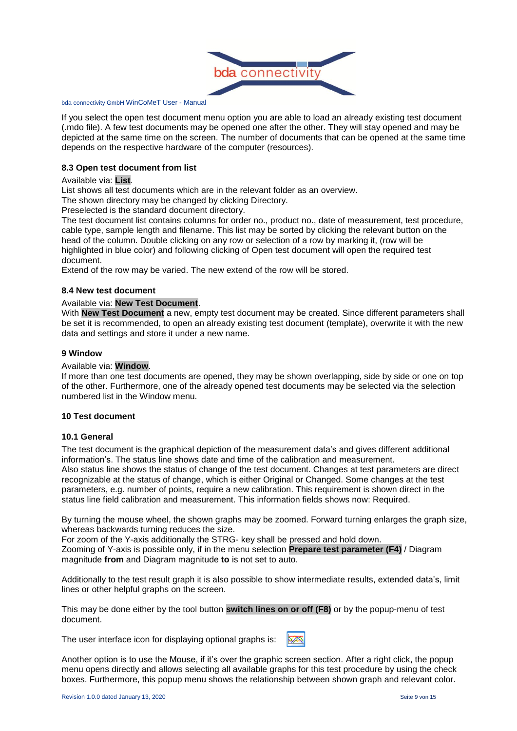If you select the open test document menu option you are able to load an already existing test document (.mdo file). A few test documents may be opened one after the other. They will stay opened and may be depicted at the same time on the screen. The number of documents that can be opened at the same time depends on the respective hardware of the computer (resources).

### 8.3 Open test document from list

Available via: **List**.

List shows all test documents which are in the relevant folder as an overview.

The shown directory may be changed by clicking Directory.

Preselected is the standard document directory.

The test document list contains columns for order no., product no., date of measurement, test procedure, cable type, sample length and filename. This list may be sorted by clicking the relevant button on the head of the column. Double clicking on any row or selection of a row by marking it, (row will be highlighted in blue color) and following clicking of Open test document will open the required test document.

Extend of the row may be varied. The new extend of the row will be stored.

### 8.4 New test document

Available via: **New Test Document**.

With **New Test Document** a new, empty test document may be created. Since different parameters shall be set it is recommended, to open an already existing test document (template), overwrite it with the new data and settings and store it under a new name.

## 9 Window

Available via: **Window**.

If more than one test documents are opened, they may be shown overlapping, side by side or one on top of the other. Furthermore, one of the already opened test documents may be selected via the selection numbered list in the Window menu.

## 10 Test document

### 10.1 General

The test document is the graphical depiction of the measurement data's and gives different additional information's. The status line shows date and time of the calibration and measurement.

Also status line shows the status of change of the test document. Changes at test parameters are direct recognizable at the status of change, which is either Original or Changed. Some changes at the test parameters, e.g. number of points, require a new calibration. This requirement is shown direct in the status line field calibration and measurement. This information fields shows now: Required.

By turning the mouse wheel, the shown graphs may be zoomed. Forward turning enlarges the graph size, whereas backwards turning reduces the size.

For zoom of the Y-axis additionally the STRG- key shall be pressed and hold down.

Zooming of Y-axis is possible only, if in the menu selection **Prepare test parameter (F4)** / Diagram magnitude **from** and Diagram magnitude **to** is not set to auto.

Additionally to the test result graph it is also possible to show intermediate results, extended data's, limit lines or other helpful graphs on the screen.

This may be done either by the tool button **switch lines on or off (F8)** or by the popup-menu of test document.

The user interface icon for displaying optional graphs is:

Another option is to use the Mouse, if it's over the graphic screen section. After a right click, the popup menu opens directly and allows selecting all available graphs for this test procedure by using the check boxes. Furthermore, this popup menu shows the relationship between shown graph and relevant color.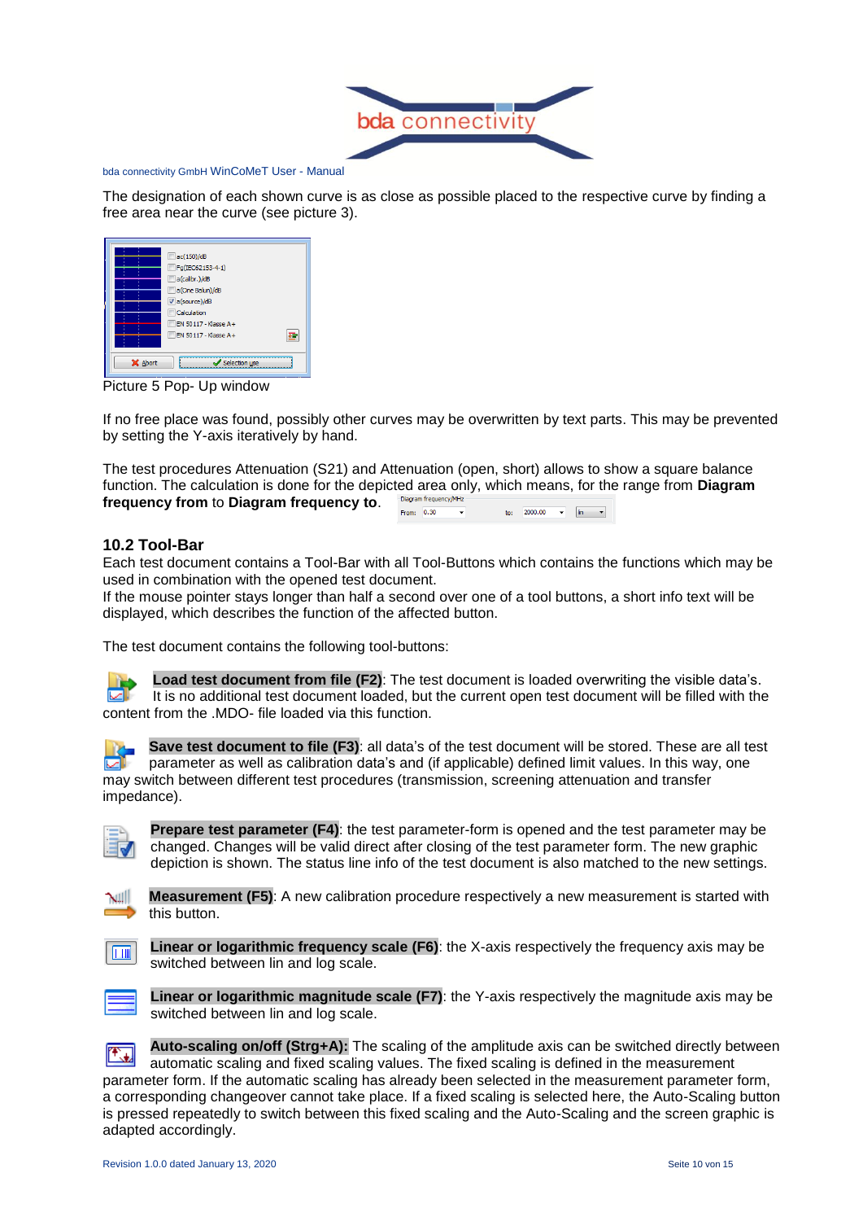The designation of each shown curve is as close as possible placed to the respective curve by finding a free area near the curve (see picture 3).

Picture 5 Pop- Up window

If no free place was found, possibly other curves may be overwritten by text parts. This may be prevented by setting the Y-axis iteratively by hand.

The test procedures Attenuation (S21) and Attenuation (open, short) allows to show a square balance function. The calculation is done for the depicted area only, which means, for the range from **Diagram frequency from** to **Diagram frequency to**.

## 10.2 Tool-Bar

Each test document contains a Tool-Bar with all Tool-Buttons which contains the functions which may be used in combination with the opened test document.
If the mouse pointer stays longer than half a second over one of a tool buttons, a short info text will be displayed, which describes the function of the affected button.

The test document contains the following tool-buttons:

**Load test document from file (F2)**: The test document is loaded overwriting the visible data's. It is no additional test document loaded, but the current open test document will be filled with the content from the .MDO- file loaded via this function.

**Save test document to file (F3)**: all data's of the test document will be stored. These are all test parameter as well as calibration data's and (if applicable) defined limit values. In this way, one may switch between different test procedures (transmission, screening attenuation and transfer impedance).

**Prepare test parameter (F4)**: the test parameter-form is opened and the test parameter may be changed. Changes will be valid direct after closing of the test parameter form. The new graphic depiction is shown. The status line info of the test document is also matched to the new settings.

**Measurement (F5)**: A new calibration procedure respectively a new measurement is started with this button.

**Linear or logarithmic frequency scale (F6)**: the X-axis respectively the frequency axis may be switched between lin and log scale.

**Linear or logarithmic magnitude scale (F7)**: the Y-axis respectively the magnitude axis may be switched between lin and log scale.

**Auto-scaling on/off (Strg+A):** The scaling of the amplitude axis can be switched directly between automatic scaling and fixed scaling values. The fixed scaling is defined in the measurement parameter form. If the automatic scaling has already been selected in the measurement parameter form, a corresponding changeover cannot take place. If a fixed scaling is selected here, the Auto-Scaling button is pressed repeatedly to switch between this fixed scaling and the Auto-Scaling and the screen graphic is adapted accordingly.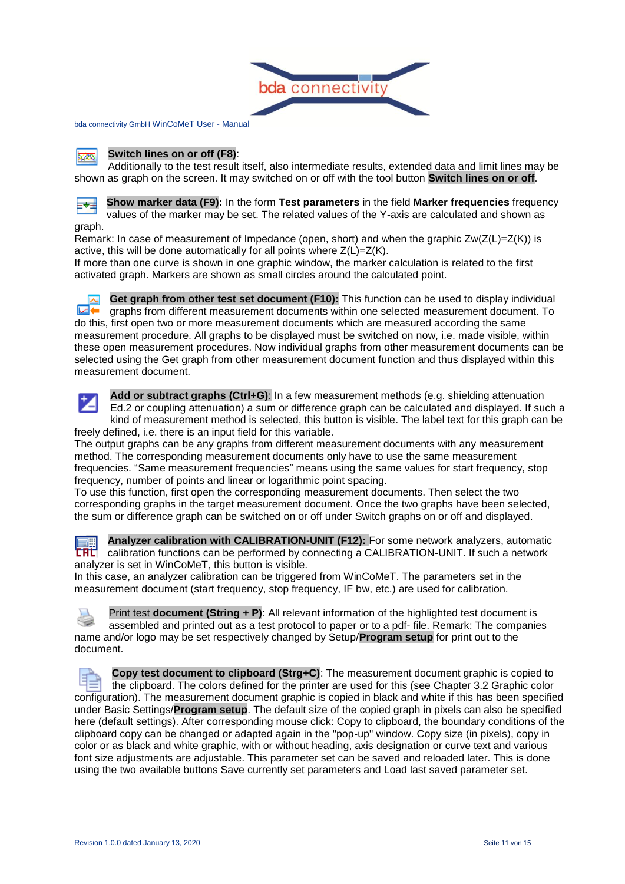**Switch lines on or off (F8)**:
Additionally to the test result itself, also intermediate results, extended data and limit lines may be shown as graph on the screen. It may switched on or off with the tool button **Switch lines on or off**.

**Show marker data (F9):** In the form **Test parameters** in the field **Marker frequencies** frequency values of the marker may be set. The related values of the Y-axis are calculated and shown as graph.
Remark: In case of measurement of Impedance (open, short) and when the graphic Zw(Z(L)=Z(K)) is active, this will be done automatically for all points where Z(L)=Z(K).
If more than one curve is shown in one graphic window, the marker calculation is related to the first activated graph. Markers are shown as small circles around the calculated point.

**Get graph from other test set document (F10):** This function can be used to display individual graphs from different measurement documents within one selected measurement document. To do this, first open two or more measurement documents which are measured according the same measurement procedure. All graphs to be displayed must be switched on now, i.e. made visible, within these open measurement procedures. Now individual graphs from other measurement documents can be selected using the Get graph from other measurement document function and thus displayed within this measurement document.

**Add or subtract graphs (Ctrl+G)**: In a few measurement methods (e.g. shielding attenuation Ed.2 or coupling attenuation) a sum or difference graph can be calculated and displayed. If such a kind of measurement method is selected, this button is visible. The label text for this graph can be freely defined, i.e. there is an input field for this variable.
The output graphs can be any graphs from different measurement documents with any measurement method. The corresponding measurement documents only have to use the same measurement frequencies. “Same measurement frequencies” means using the same values for start frequency, stop frequency, number of points and linear or logarithmic point spacing.
To use this function, first open the corresponding measurement documents. Then select the two corresponding graphs in the target measurement document. Once the two graphs have been selected, the sum or difference graph can be switched on or off under Switch graphs on or off and displayed.

**Analyzer calibration with CALIBRATION-UNIT (F12):** For some network analyzers, automatic calibration functions can be performed by connecting a CALIBRATION-UNIT. If such a network analyzer is set in WinCoMeT, this button is visible.
In this case, an analyzer calibration can be triggered from WinCoMeT. The parameters set in the measurement document (start frequency, stop frequency, IF bw, etc.) are used for calibration.

Print test **document (String + P)**: All relevant information of the highlighted test document is assembled and printed out as a test protocol to paper or to a pdf- file. Remark: The companies name and/or logo may be set respectively changed by Setup/**Program setup** for print out to the document.

**Copy test document to clipboard (Strg+C)**: The measurement document graphic is copied to the clipboard. The colors defined for the printer are used for this (see Chapter 3.2 Graphic color configuration). The measurement document graphic is copied in black and white if this has been specified under Basic Settings/**Program setup**. The default size of the copied graph in pixels can also be specified here (default settings). After corresponding mouse click: Copy to clipboard, the boundary conditions of the clipboard copy can be changed or adapted again in the "pop-up" window. Copy size (in pixels), copy in color or as black and white graphic, with or without heading, axis designation or curve text and various font size adjustments are adjustable. This parameter set can be saved and reloaded later. This is done using the two available buttons Save currently set parameters and Load last saved parameter set.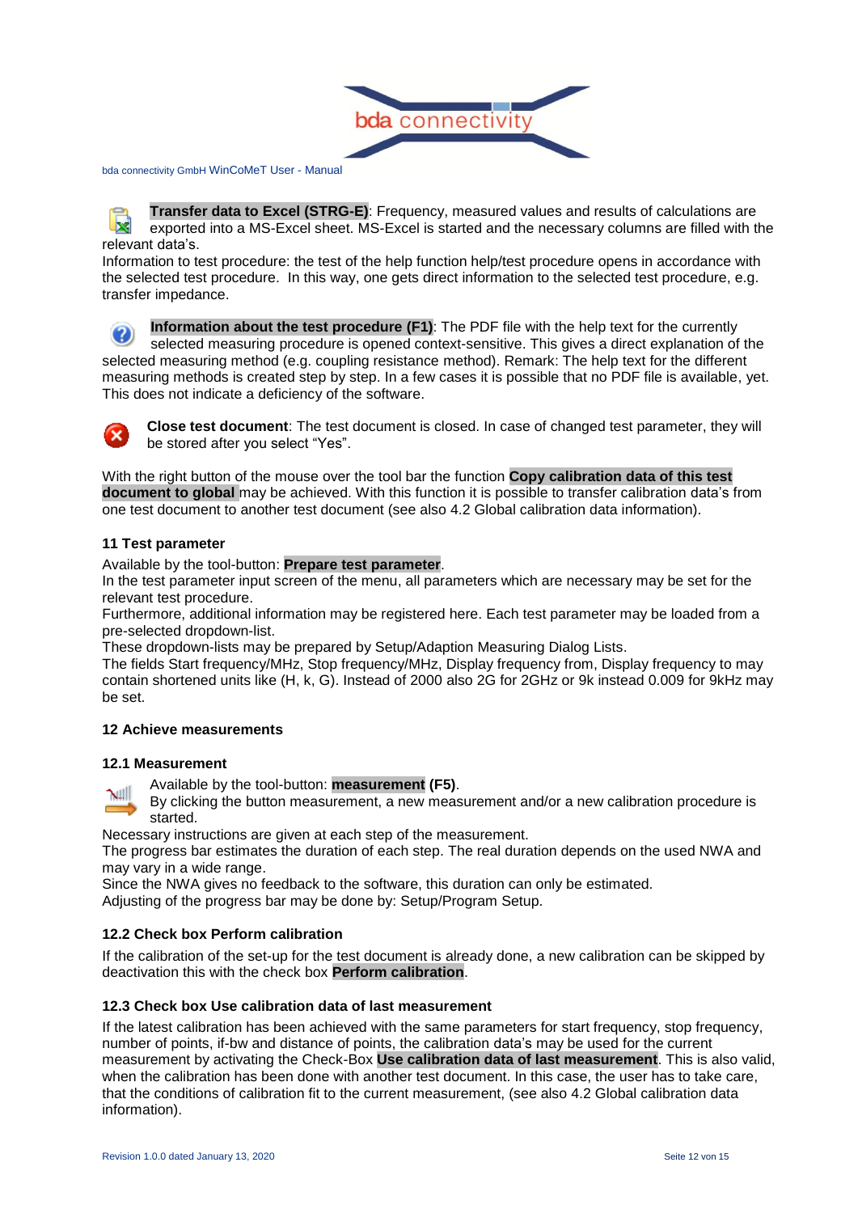**Transfer data to Excel (STRG-E)**: Frequency, measured values and results of calculations are exported into a MS-Excel sheet. MS-Excel is started and the necessary columns are filled with the relevant data's.

Information to test procedure: the test of the help function help/test procedure opens in accordance with the selected test procedure. In this way, one gets direct information to the selected test procedure, e.g. transfer impedance.

**Information about the test procedure (F1)**: The PDF file with the help text for the currently selected measuring procedure is opened context-sensitive. This gives a direct explanation of the selected measuring method (e.g. coupling resistance method). Remark: The help text for the different measuring methods is created step by step. In a few cases it is possible that no PDF file is available, yet. This does not indicate a deficiency of the software.

**Close test document**: The test document is closed. In case of changed test parameter, they will be stored after you select "Yes".

With the right button of the mouse over the tool bar the function **Copy calibration data of this test document to global** may be achieved. With this function it is possible to transfer calibration data's from one test document to another test document (see also 4.2 Global calibration data information).

## 11 Test parameter

Available by the tool-button: **Prepare test parameter**.

In the test parameter input screen of the menu, all parameters which are necessary may be set for the relevant test procedure.

Furthermore, additional information may be registered here. Each test parameter may be loaded from a pre-selected dropdown-list.

These dropdown-lists may be prepared by Setup/Adaption Measuring Dialog Lists.

The fields Start frequency/MHz, Stop frequency/MHz, Display frequency from, Display frequency to may contain shortened units like (H, k, G). Instead of 2000 also 2G for 2GHz or 9k instead 0.009 for 9kHz may be set.

## 12 Achieve measurements

### 12.1 Measurement

Available by the tool-button: **measurement (F5)**.

By clicking the button measurement, a new measurement and/or a new calibration procedure is started.

Necessary instructions are given at each step of the measurement.

The progress bar estimates the duration of each step. The real duration depends on the used NWA and may vary in a wide range.

Since the NWA gives no feedback to the software, this duration can only be estimated.

Adjusting of the progress bar may be done by: Setup/Program Setup.

### 12.2 Check box Perform calibration

If the calibration of the set-up for the test document is already done, a new calibration can be skipped by deactivation this with the check box **Perform calibration**.

### 12.3 Check box Use calibration data of last measurement

If the latest calibration has been achieved with the same parameters for start frequency, stop frequency, number of points, if-bw and distance of points, the calibration data's may be used for the current measurement by activating the Check-Box **Use calibration data of last measurement**. This is also valid, when the calibration has been done with another test document. In this case, the user has to take care, that the conditions of calibration fit to the current measurement, (see also 4.2 Global calibration data information).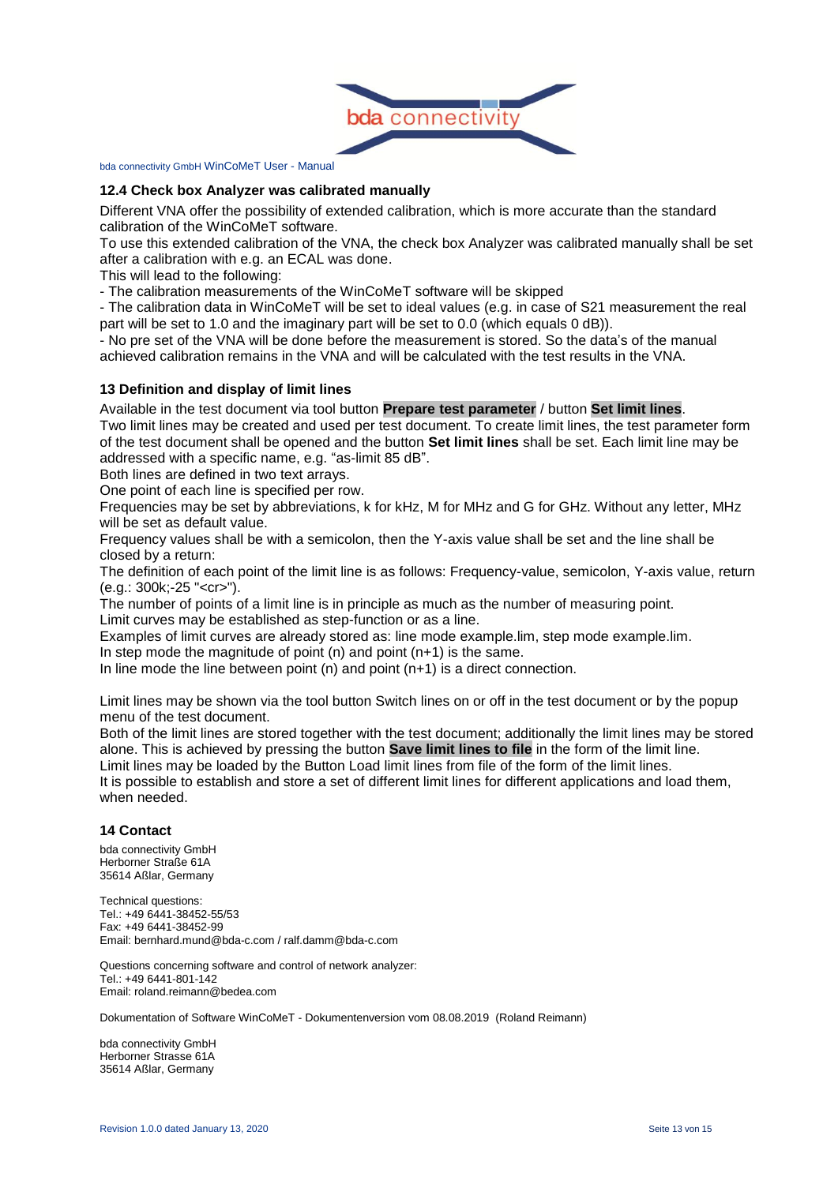## 12.4 Check box Analyzer was calibrated manually

Different VNA offer the possibility of extended calibration, which is more accurate than the standard calibration of the WinCoMeT software.
To use this extended calibration of the VNA, the check box Analyzer was calibrated manually shall be set after a calibration with e.g. an ECAL was done.
This will lead to the following:
- The calibration measurements of the WinCoMeT software will be skipped
- The calibration data in WinCoMeT will be set to ideal values (e.g. in case of S21 measurement the real part will be set to 1.0 and the imaginary part will be set to 0.0 (which equals 0 dB)).
- No pre set of the VNA will be done before the measurement is stored. So the data's of the manual achieved calibration remains in the VNA and will be calculated with the test results in the VNA.

## 13 Definition and display of limit lines

Available in the test document via tool button **Prepare test parameter** / button **Set limit lines**.
Two limit lines may be created and used per test document. To create limit lines, the test parameter form of the test document shall be opened and the button **Set limit lines** shall be set. Each limit line may be addressed with a specific name, e.g. "as-limit 85 dB".
Both lines are defined in two text arrays.
One point of each line is specified per row.
Frequencies may be set by abbreviations, k for kHz, M for MHz and G for GHz. Without any letter, MHz will be set as default value.
Frequency values shall be with a semicolon, then the Y-axis value shall be set and the line shall be closed by a return:
The definition of each point of the limit line is as follows: Frequency-value, semicolon, Y-axis value, return (e.g.: 300k;-25 "<cr>").
The number of points of a limit line is in principle as much as the number of measuring point.
Limit curves may be established as step-function or as a line.
Examples of limit curves are already stored as: line mode example.lim, step mode example.lim.
In step mode the magnitude of point (n) and point (n+1) is the same.
In line mode the line between point (n) and point (n+1) is a direct connection.

Limit lines may be shown via the tool button Switch lines on or off in the test document or by the popup menu of the test document.
Both of the limit lines are stored together with the test document; additionally the limit lines may be stored alone. This is achieved by pressing the button **Save limit lines to file** in the form of the limit line.
Limit lines may be loaded by the Button Load limit lines from file of the form of the limit lines.
It is possible to establish and store a set of different limit lines for different applications and load them, when needed.

## 14 Contact

bda connectivity GmbH
Herborner Straße 61A
35614 Aßlar, Germany

Technical questions:
Tel.: +49 6441-38452-55/53
Fax: +49 6441-38452-99
Email: bernhard.mund@bda-c.com / ralf.damm@bda-c.com

Questions concerning software and control of network analyzer:
Tel.: +49 6441-801-142
Email: roland.reimann@bedea.com

Dokumentation of Software WinCoMeT - Dokumentenversion vom 08.08.2019 (Roland Reimann)

bda connectivity GmbH
Herborner Strasse 61A
35614 Aßlar, Germany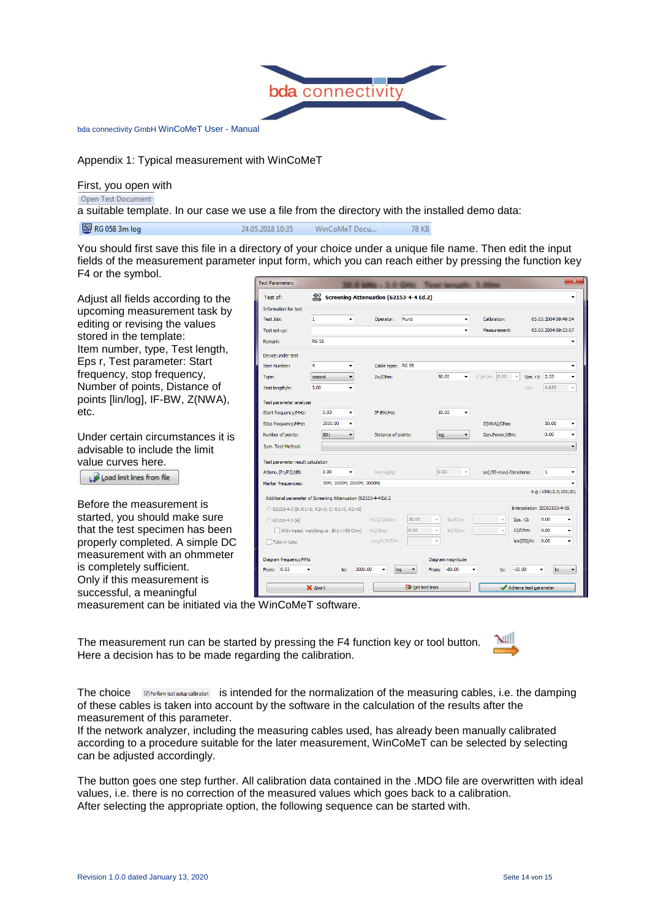Appendix 1: Typical measurement with WinCoMeT

First, you open with
Open Test Document
a suitable template. In our case we use a file from the directory with the installed demo data:

RG 058 3m log 24.05.2018 10:35 WinCoMeT Docu... 78 KB

You should first save this file in a directory of your choice under a unique file name. Then edit the input fields of the measurement parameter input form, which you can reach either by pressing the function key F4 or the symbol.

Adjust all fields according to the upcoming measurement task by editing or revising the values stored in the template:
Item number, type, Test length, Eps r, Test parameter: Start frequency, stop frequency, Number of points, Distance of points [lin/log], IF-BW, Z(NWA), etc.

Under certain circumstances it is advisable to include the limit value curves here.

Load limit lines from file

Before the measurement is started, you should make sure that the test specimen has been properly completed. A simple DC measurement with an ohmmeter is completely sufficient.
Only if this measurement is successful, a meaningful measurement can be initiated via the WinCoMeT software.

The measurement run can be started by pressing the F4 function key or tool button.
Here a decision has to be made regarding the calibration.

The choice Perform test setup calibration is intended for the normalization of the measuring cables, i.e. the damping of these cables is taken into account by the software in the calculation of the results after the measurement of this parameter.
If the network analyzer, including the measuring cables used, has already been manually calibrated according to a procedure suitable for the later measurement, WinCoMeT can be selected by selecting can be adjusted accordingly.

The button goes one step further. All calibration data contained in the .MDO file are overwritten with ideal values, i.e. there is no correction of the measured values which goes back to a calibration.
After selecting the appropriate option, the following sequence can be started with.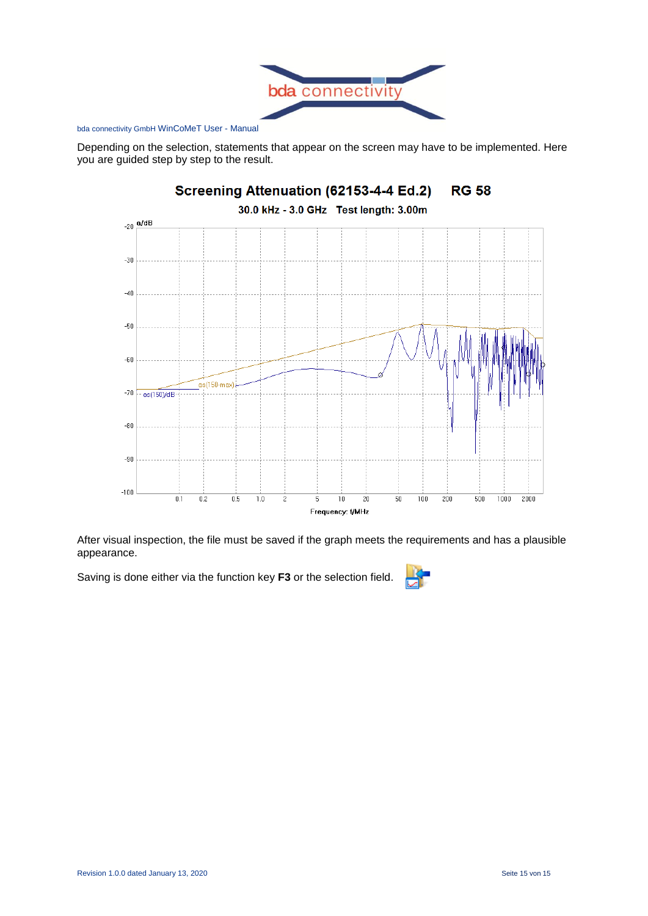Depending on the selection, statements that appear on the screen may have to be implemented. Here you are guided step by step to the result.

Screening Attenuation (62153-4-4 Ed.2) RG 58

30.0 kHz - 3.0 GHz Test length: 3.00m

a/dB

-20
-30
-40
-50
-60
-70
-80
-90
-100

as(150-max)

as(150)/dB

0.1 0.2 0.5 1.0 2 5 10 20 50 100 200 500 1000 2000

Frequency: f/MHz

After visual inspection, the file must be saved if the graph meets the requirements and has a plausible appearance.

Saving is done either via the function key **F3** or the selection field.